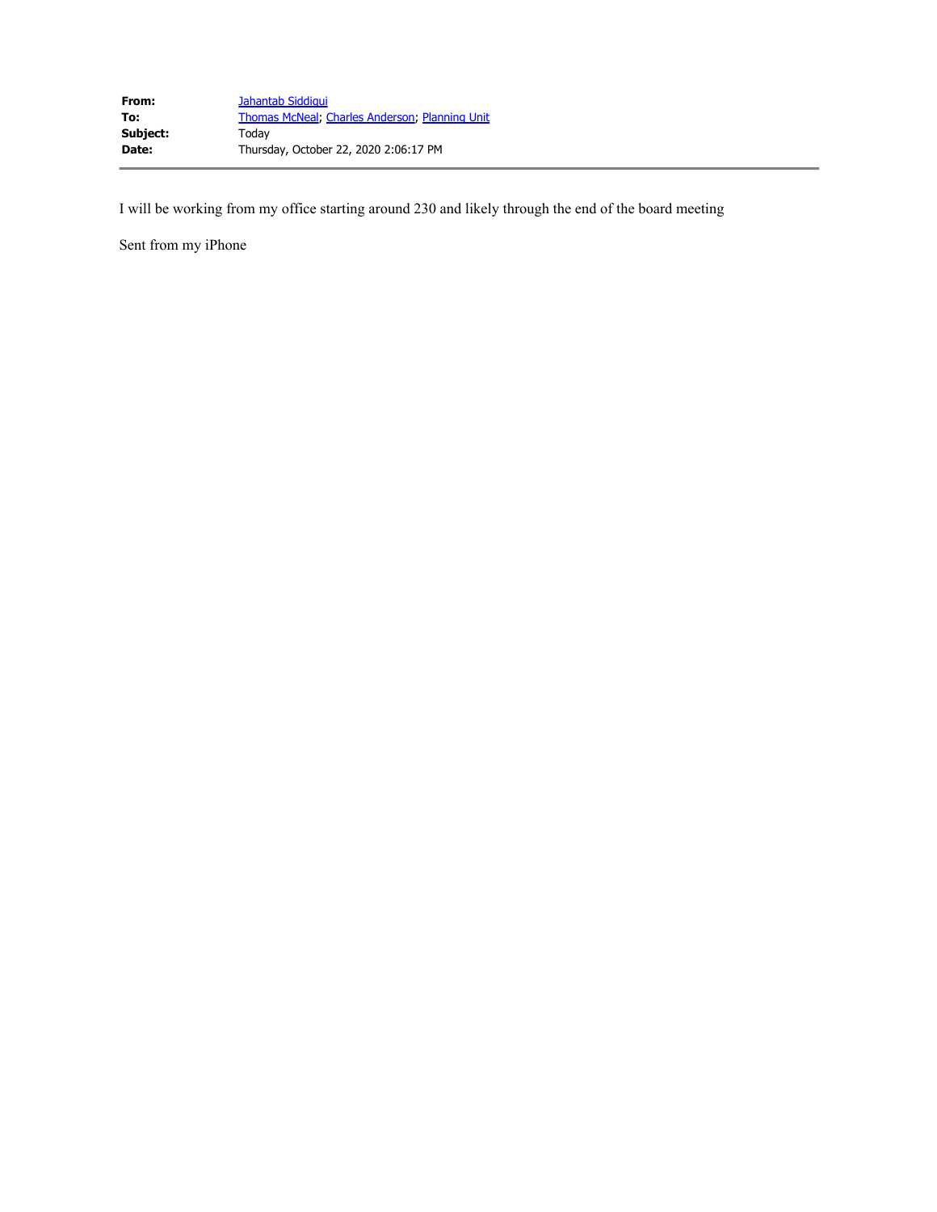**From:** Jahantab Siddiqui
**To:** Thomas McNeal; Charles Anderson; Planning Unit
**Subject:** Today
**Date:** Thursday, October 22, 2020 2:06:17 PM

---

I will be working from my office starting around 230 and likely through the end of the board meeting

Sent from my iPhone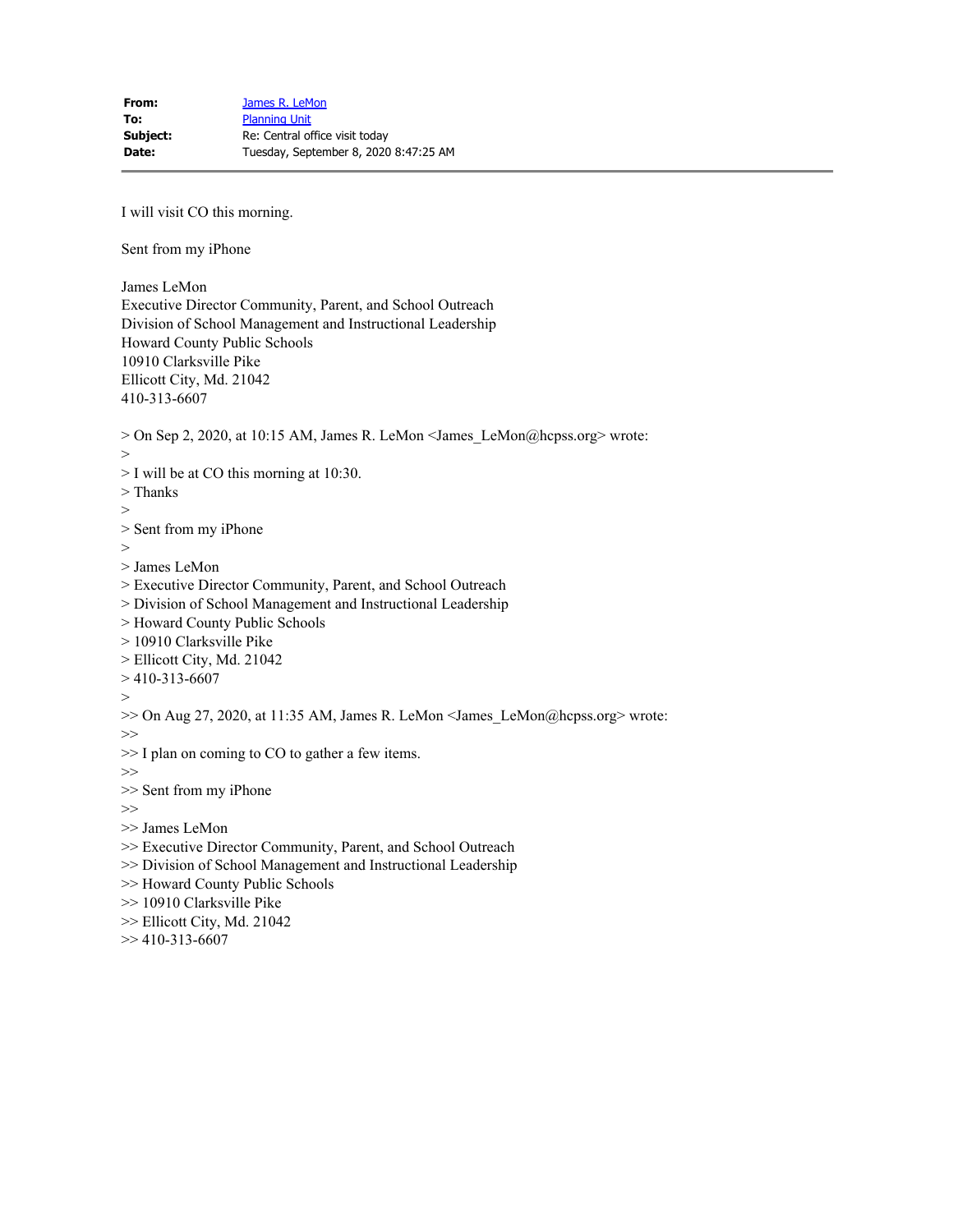| | |
|---|---|
| **From:** | James R. LeMon |
| **To:** | Planning Unit |
| **Subject:** | Re: Central office visit today |
| **Date:** | Tuesday, September 8, 2020 8:47:25 AM |

---

I will visit CO this morning.

Sent from my iPhone

James LeMon
Executive Director Community, Parent, and School Outreach
Division of School Management and Instructional Leadership
Howard County Public Schools
10910 Clarksville Pike
Ellicott City, Md. 21042
410-313-6607

> On Sep 2, 2020, at 10:15 AM, James R. LeMon <James_LeMon@hcpss.org> wrote:
>
> I will be at CO this morning at 10:30.
> Thanks
>
> Sent from my iPhone
>
> James LeMon
> Executive Director Community, Parent, and School Outreach
> Division of School Management and Instructional Leadership
> Howard County Public Schools
> 10910 Clarksville Pike
> Ellicott City, Md. 21042
> 410-313-6607
>
>> On Aug 27, 2020, at 11:35 AM, James R. LeMon <James_LeMon@hcpss.org> wrote:
>>
>> I plan on coming to CO to gather a few items.
>>
>> Sent from my iPhone
>>
>> James LeMon
>> Executive Director Community, Parent, and School Outreach
>> Division of School Management and Instructional Leadership
>> Howard County Public Schools
>> 10910 Clarksville Pike
>> Ellicott City, Md. 21042
>> 410-313-6607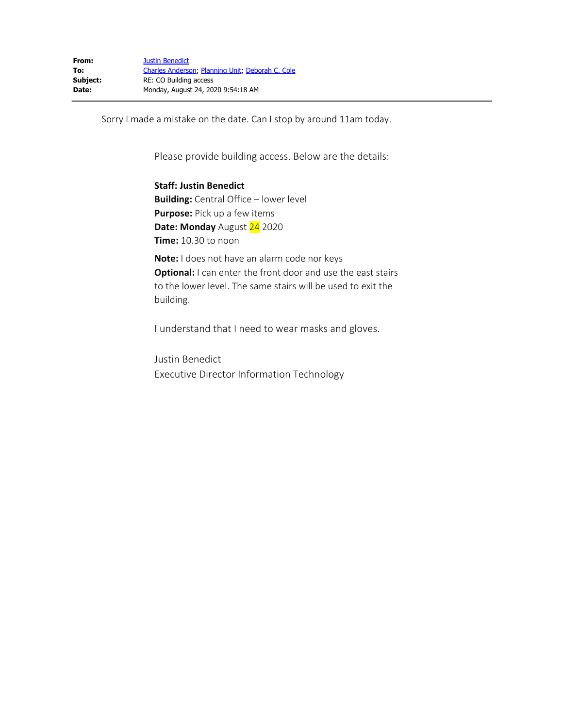| | |
|---|---|
| **From:** | Justin Benedict |
| **To:** | Charles Anderson; Planning Unit; Deborah C. Cole |
| **Subject:** | RE: CO Building access |
| **Date:** | Monday, August 24, 2020 9:54:18 AM |

Sorry I made a mistake on the date. Can I stop by around 11am today.

Please provide building access. Below are the details:

**Staff: Justin Benedict**
**Building:** Central Office – lower level
**Purpose:** Pick up a few items
**Date: Monday** August 24 2020
**Time:** 10.30 to noon

**Note:** I does not have an alarm code nor keys
**Optional:** I can enter the front door and use the east stairs to the lower level. The same stairs will be used to exit the building.

I understand that I need to wear masks and gloves.

Justin Benedict
Executive Director Information Technology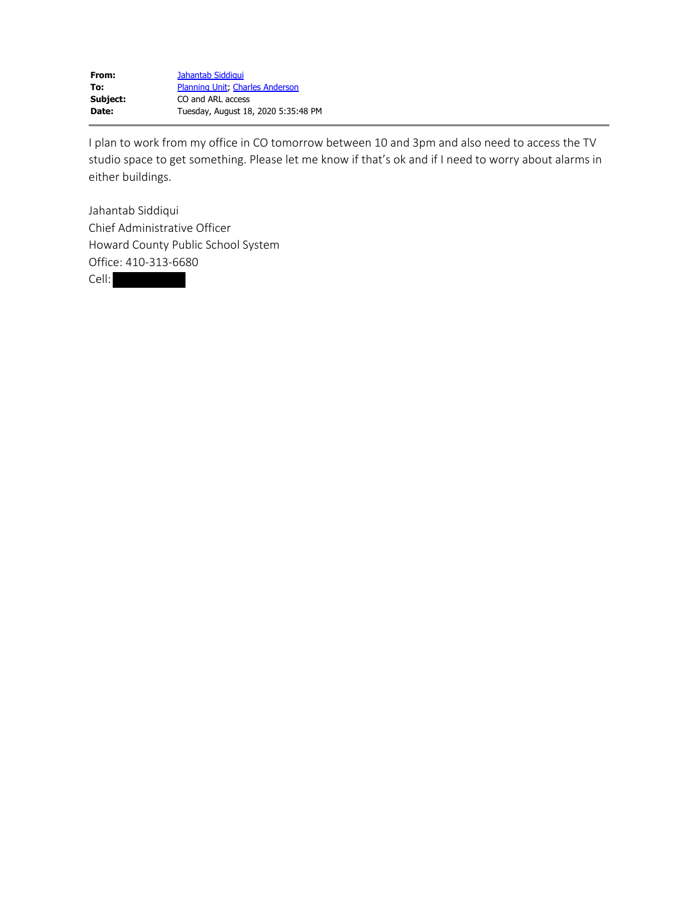**From:** Jahantab Siddiqui
**To:** Planning Unit; Charles Anderson
**Subject:** CO and ARL access
**Date:** Tuesday, August 18, 2020 5:35:48 PM

---

I plan to work from my office in CO tomorrow between 10 and 3pm and also need to access the TV studio space to get something. Please let me know if that's ok and if I need to worry about alarms in either buildings.

Jahantab Siddiqui
Chief Administrative Officer
Howard County Public School System
Office: 410-313-6680
Cell: [REDACTED]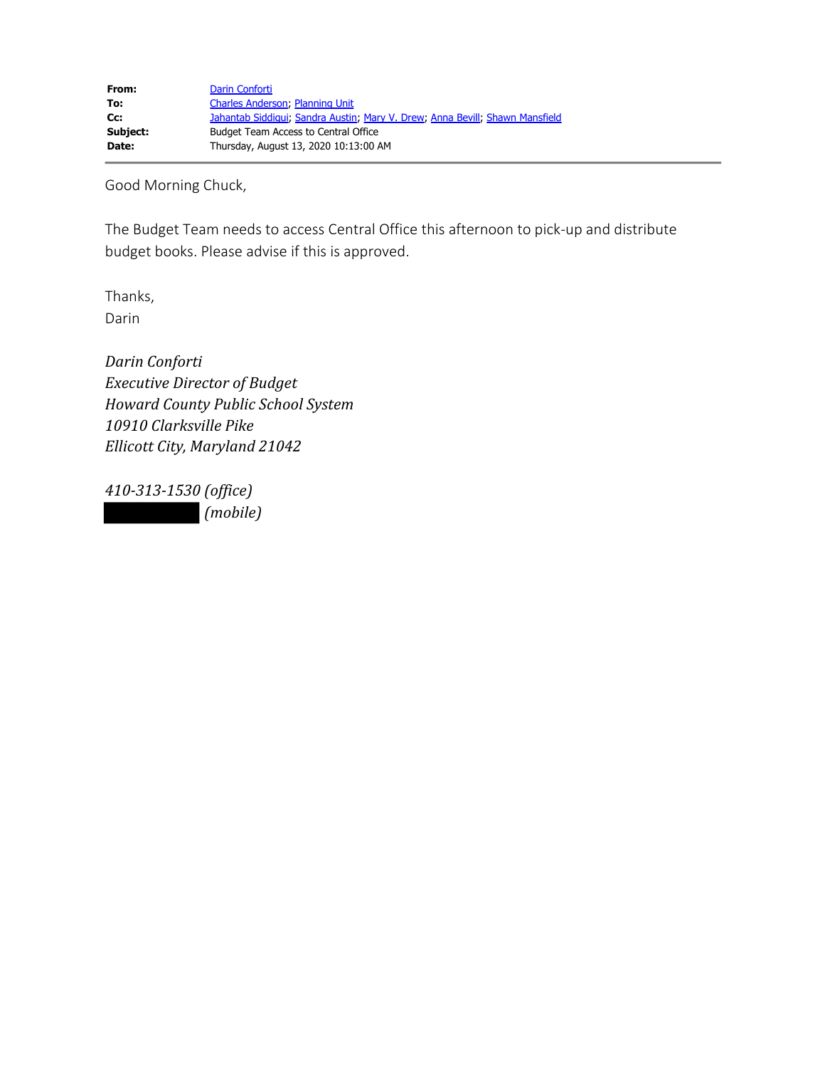**From:** Darin Conforti
**To:** Charles Anderson; Planning Unit
**Cc:** Jahantab Siddiqui; Sandra Austin; Mary V. Drew; Anna Bevill; Shawn Mansfield
**Subject:** Budget Team Access to Central Office
**Date:** Thursday, August 13, 2020 10:13:00 AM

---

Good Morning Chuck,

The Budget Team needs to access Central Office this afternoon to pick-up and distribute budget books. Please advise if this is approved.

Thanks,
Darin

*Darin Conforti*
*Executive Director of Budget*
*Howard County Public School System*
*10910 Clarksville Pike*
*Ellicott City, Maryland 21042*

*410-313-1530 (office)*
[REDACTED] *(mobile)*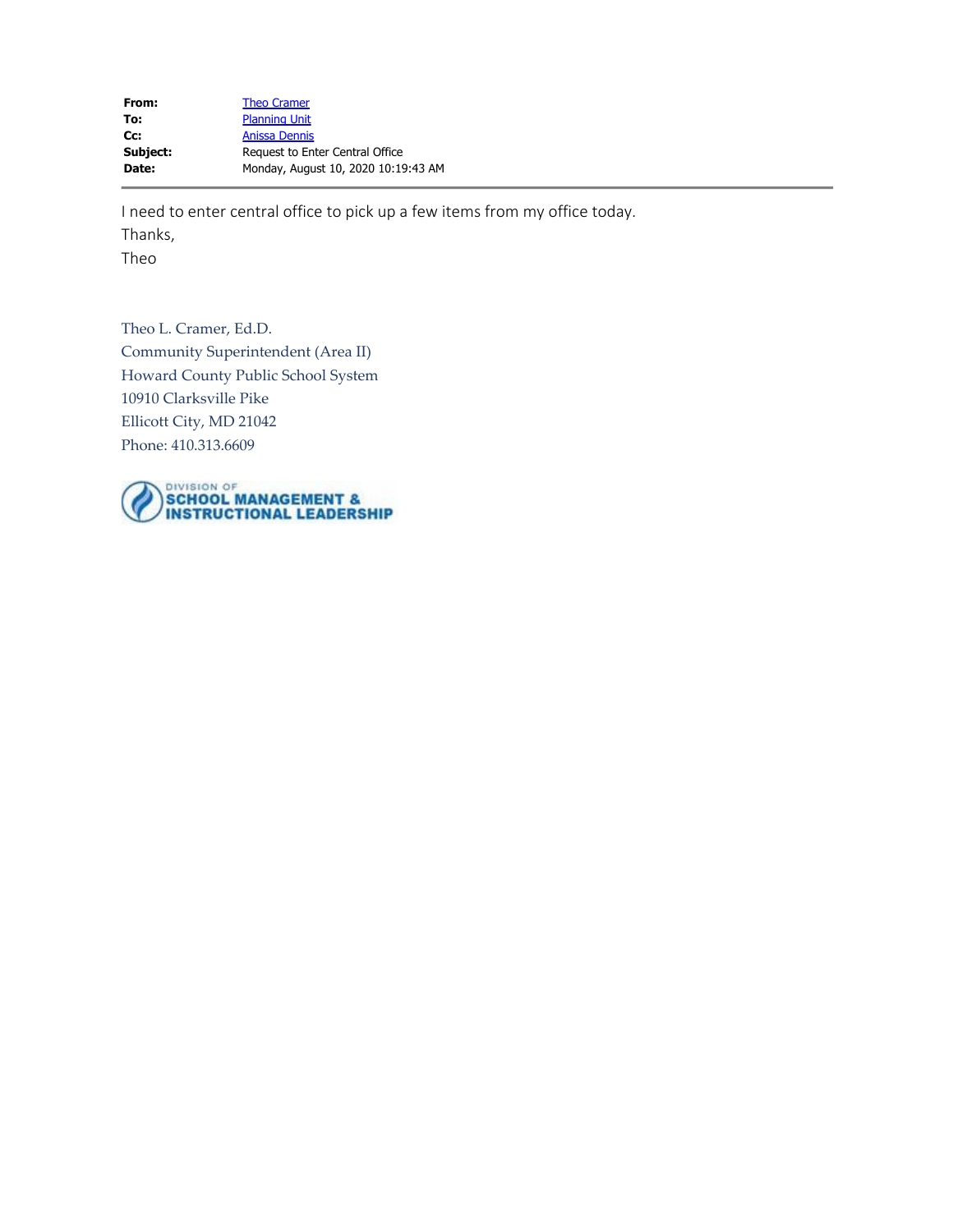| | |
|---|---|
| **From:** | Theo Cramer |
| **To:** | Planning Unit |
| **Cc:** | Anissa Dennis |
| **Subject:** | Request to Enter Central Office |
| **Date:** | Monday, August 10, 2020 10:19:43 AM |

---

I need to enter central office to pick up a few items from my office today.

Thanks,

Theo

Theo L. Cramer, Ed.D.
Community Superintendent (Area II)
Howard County Public School System
10910 Clarksville Pike
Ellicott City, MD 21042
Phone: 410.313.6609

DIVISION OF
SCHOOL MANAGEMENT &
INSTRUCTIONAL LEADERSHIP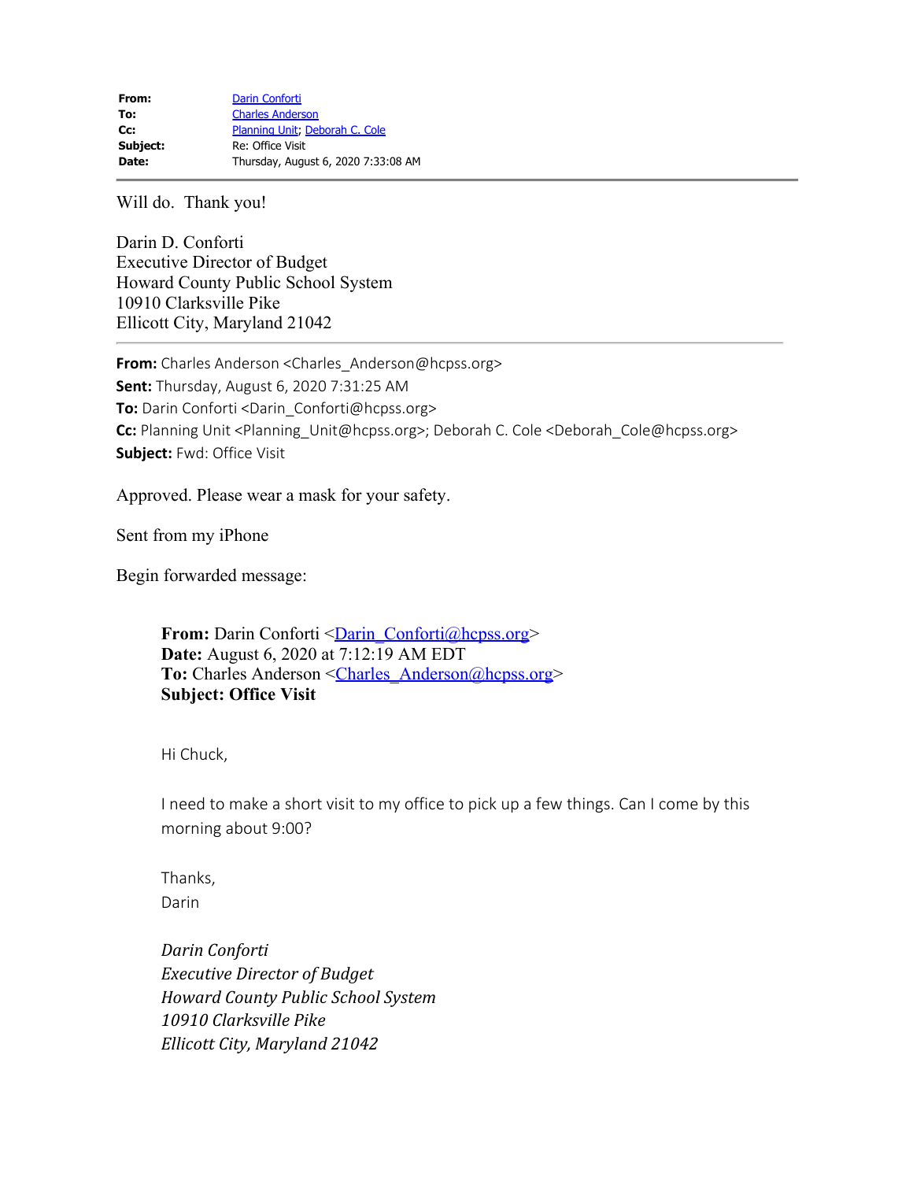| | |
|---|---|
| **From:** | Darin Conforti |
| **To:** | Charles Anderson |
| **Cc:** | Planning Unit; Deborah C. Cole |
| **Subject:** | Re: Office Visit |
| **Date:** | Thursday, August 6, 2020 7:33:08 AM |

Will do. Thank you!

Darin D. Conforti
Executive Director of Budget
Howard County Public School System
10910 Clarksville Pike
Ellicott City, Maryland 21042

---

**From:** Charles Anderson <Charles_Anderson@hcpss.org>
**Sent:** Thursday, August 6, 2020 7:31:25 AM
**To:** Darin Conforti <Darin_Conforti@hcpss.org>
**Cc:** Planning Unit <Planning_Unit@hcpss.org>; Deborah C. Cole <Deborah_Cole@hcpss.org>
**Subject:** Fwd: Office Visit

Approved. Please wear a mask for your safety.

Sent from my iPhone

Begin forwarded message:

> **From:** Darin Conforti <Darin_Conforti@hcpss.org>
> **Date:** August 6, 2020 at 7:12:19 AM EDT
> **To:** Charles Anderson <Charles_Anderson@hcpss.org>
> **Subject: Office Visit**
>
> Hi Chuck,
>
> I need to make a short visit to my office to pick up a few things. Can I come by this morning about 9:00?
>
> Thanks,
> Darin
>
> *Darin Conforti*
> *Executive Director of Budget*
> *Howard County Public School System*
> *10910 Clarksville Pike*
> *Ellicott City, Maryland 21042*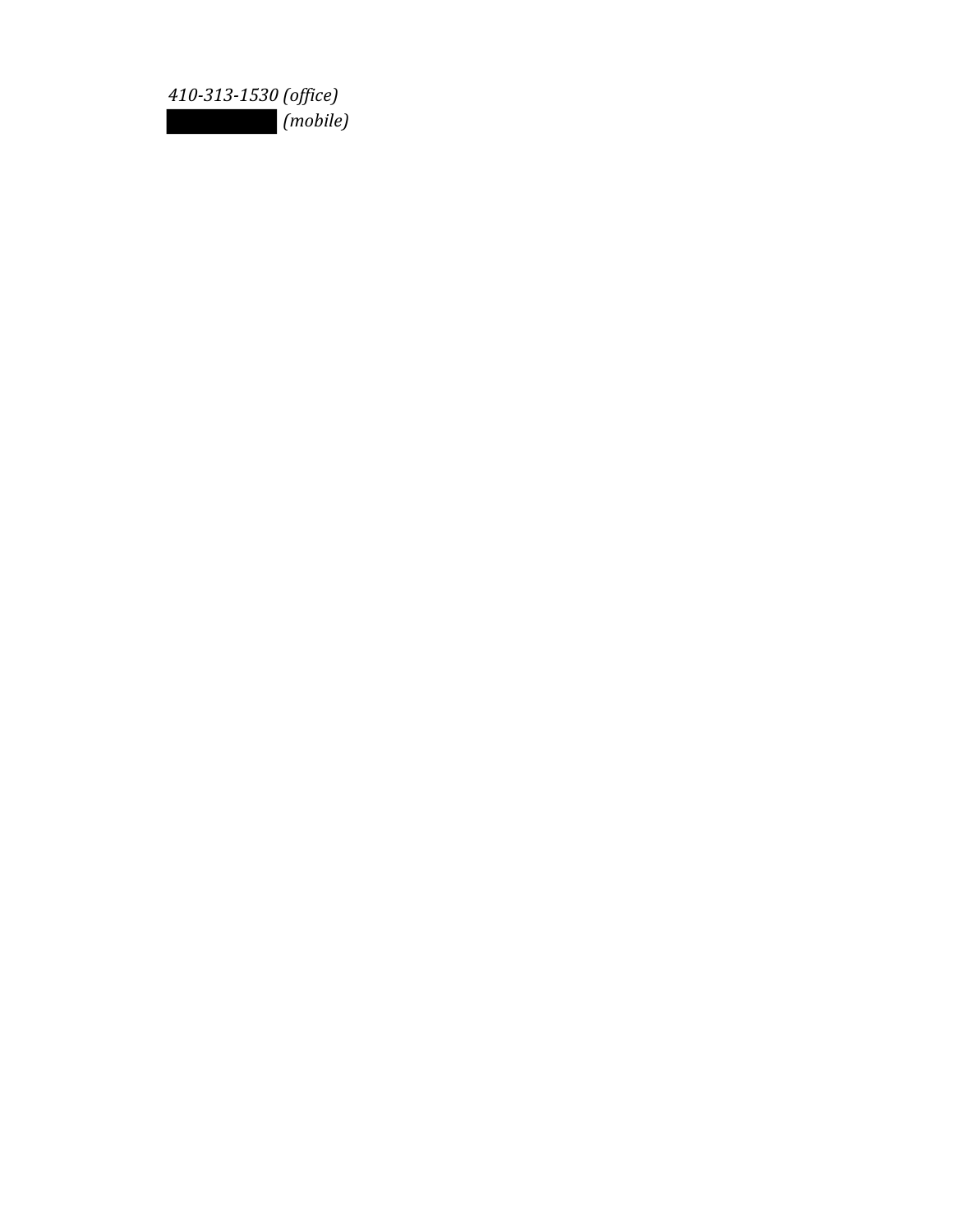*410-313-1530 (office)*
*█████████ (mobile)*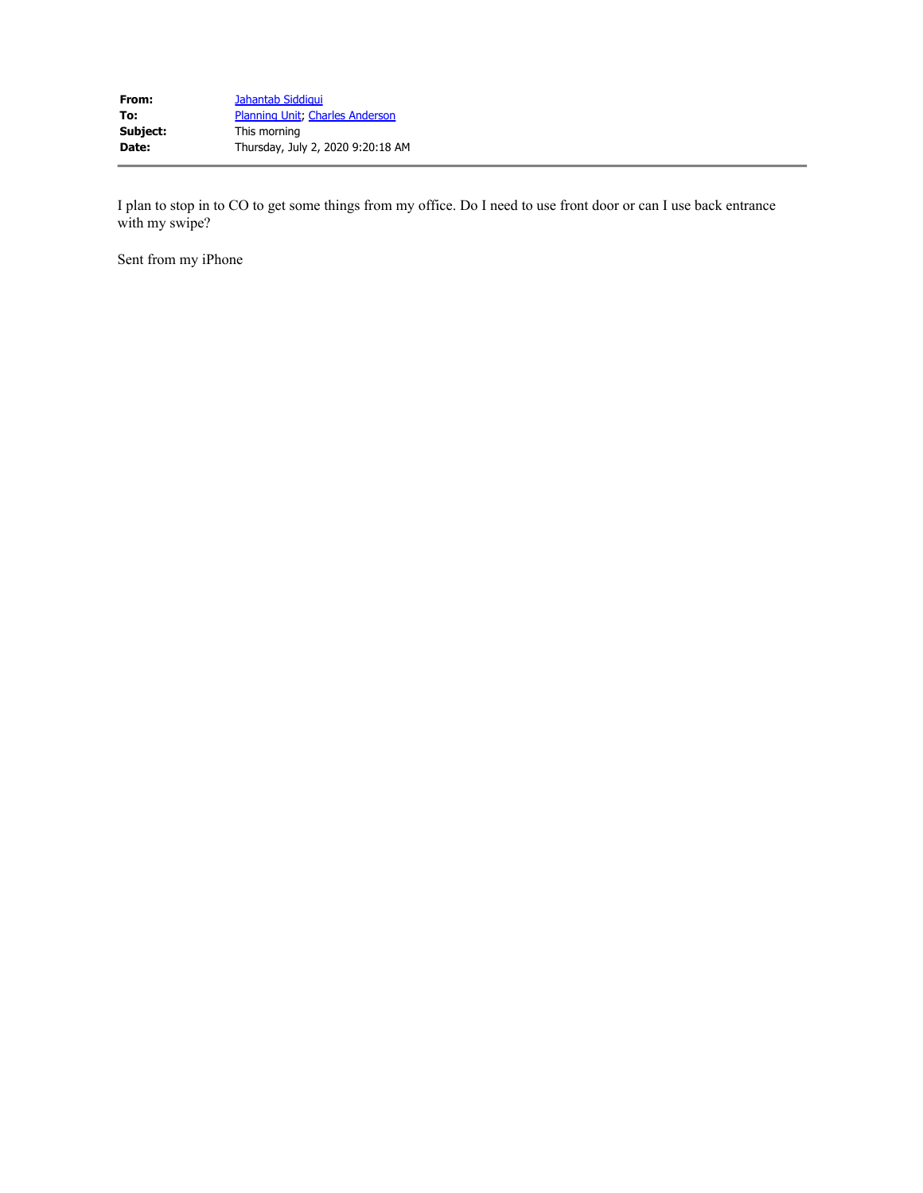**From:** Jahantab Siddiqui
**To:** Planning Unit; Charles Anderson
**Subject:** This morning
**Date:** Thursday, July 2, 2020 9:20:18 AM

---

I plan to stop in to CO to get some things from my office. Do I need to use front door or can I use back entrance with my swipe?

Sent from my iPhone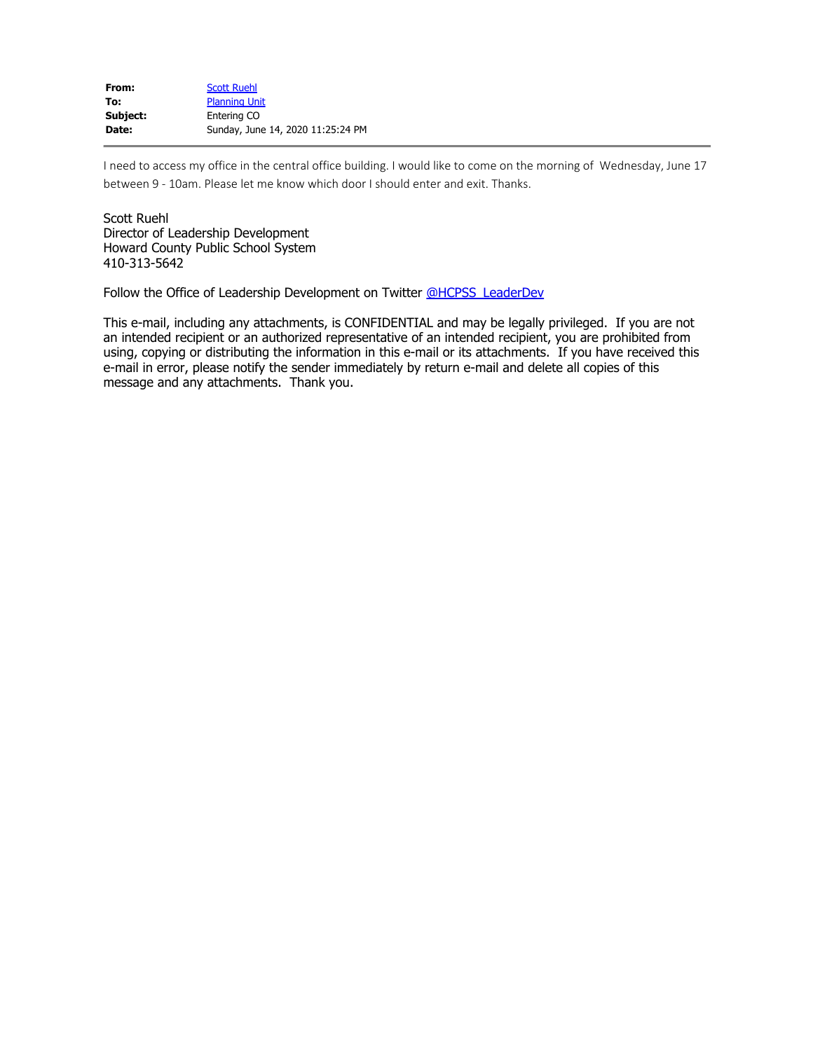**From:** Scott Ruehl
**To:** Planning Unit
**Subject:** Entering CO
**Date:** Sunday, June 14, 2020 11:25:24 PM

---

I need to access my office in the central office building. I would like to come on the morning of Wednesday, June 17 between 9 - 10am. Please let me know which door I should enter and exit. Thanks.

Scott Ruehl
Director of Leadership Development
Howard County Public School System
410-313-5642

Follow the Office of Leadership Development on Twitter @HCPSS_LeaderDev

This e-mail, including any attachments, is CONFIDENTIAL and may be legally privileged. If you are not an intended recipient or an authorized representative of an intended recipient, you are prohibited from using, copying or distributing the information in this e-mail or its attachments. If you have received this e-mail in error, please notify the sender immediately by return e-mail and delete all copies of this message and any attachments. Thank you.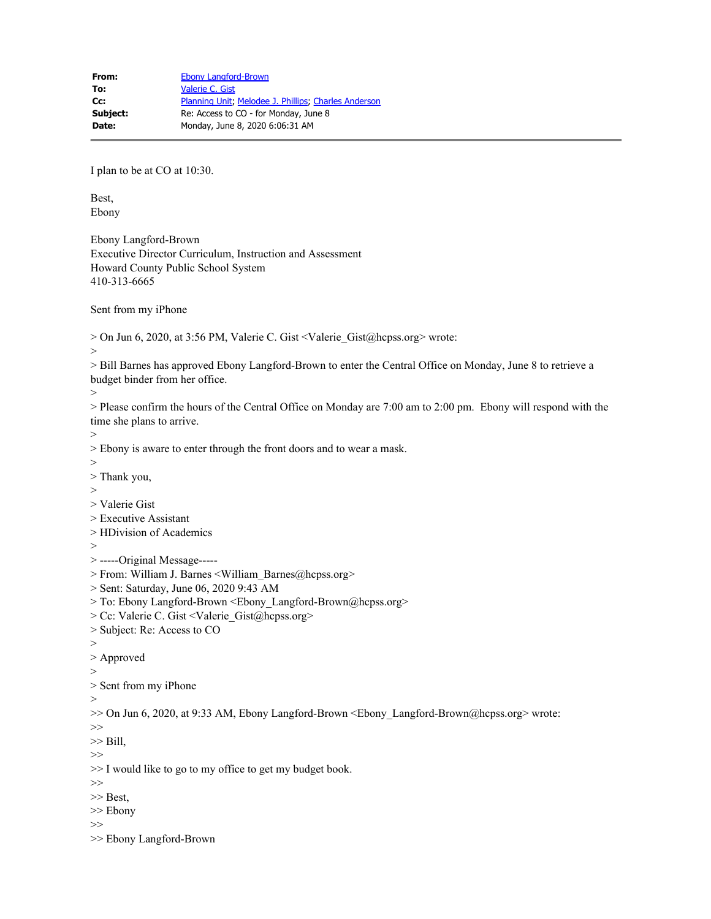**From:** Ebony Langford-Brown
**To:** Valerie C. Gist
**Cc:** Planning Unit; Melodee J. Phillips; Charles Anderson
**Subject:** Re: Access to CO - for Monday, June 8
**Date:** Monday, June 8, 2020 6:06:31 AM

---

I plan to be at CO at 10:30.

Best,
Ebony

Ebony Langford-Brown
Executive Director Curriculum, Instruction and Assessment
Howard County Public School System
410-313-6665

Sent from my iPhone

> On Jun 6, 2020, at 3:56 PM, Valerie C. Gist <Valerie_Gist@hcpss.org> wrote:
>
> Bill Barnes has approved Ebony Langford-Brown to enter the Central Office on Monday, June 8 to retrieve a budget binder from her office.
>
> Please confirm the hours of the Central Office on Monday are 7:00 am to 2:00 pm. Ebony will respond with the time she plans to arrive.
>
> Ebony is aware to enter through the front doors and to wear a mask.
>
> Thank you,
>
> Valerie Gist
> Executive Assistant
> HDivision of Academics
>
> -----Original Message-----
> From: William J. Barnes <William_Barnes@hcpss.org>
> Sent: Saturday, June 06, 2020 9:43 AM
> To: Ebony Langford-Brown <Ebony_Langford-Brown@hcpss.org>
> Cc: Valerie C. Gist <Valerie_Gist@hcpss.org>
> Subject: Re: Access to CO
>
> Approved
>
> Sent from my iPhone
>
>> On Jun 6, 2020, at 9:33 AM, Ebony Langford-Brown <Ebony_Langford-Brown@hcpss.org> wrote:
>>
>> Bill,
>>
>> I would like to go to my office to get my budget book.
>>
>> Best,
>> Ebony
>>
>> Ebony Langford-Brown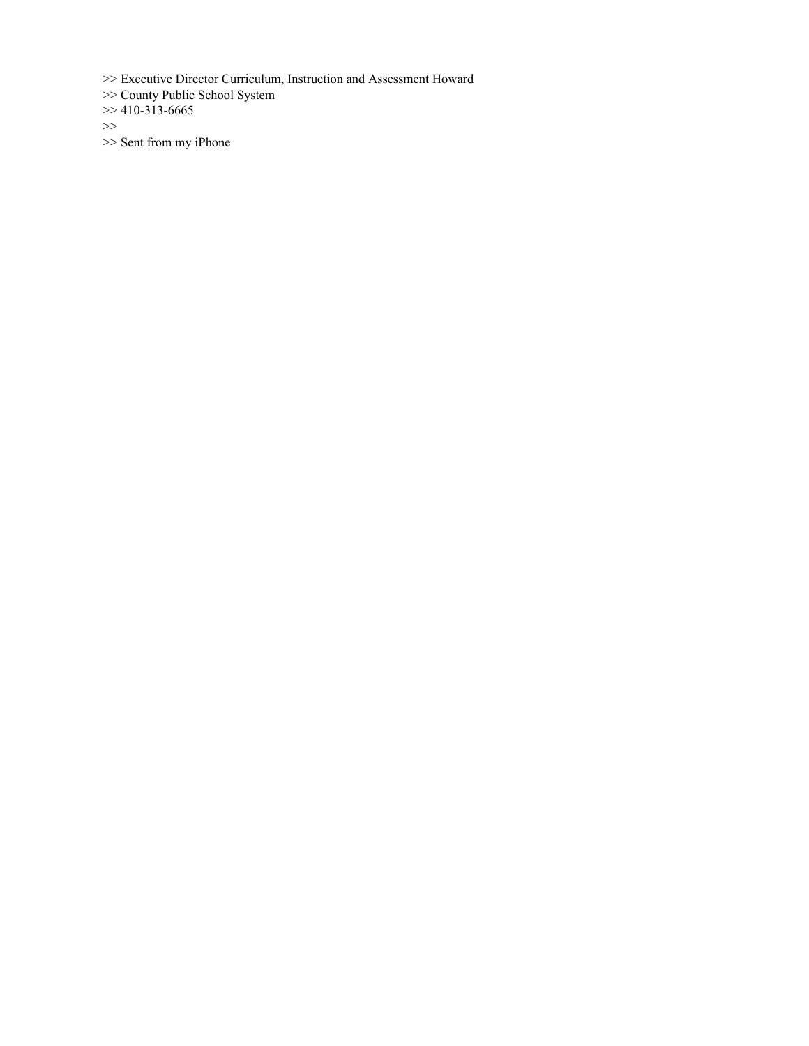>> Executive Director Curriculum, Instruction and Assessment Howard
>> County Public School System
>> 410-313-6665
>>
>> Sent from my iPhone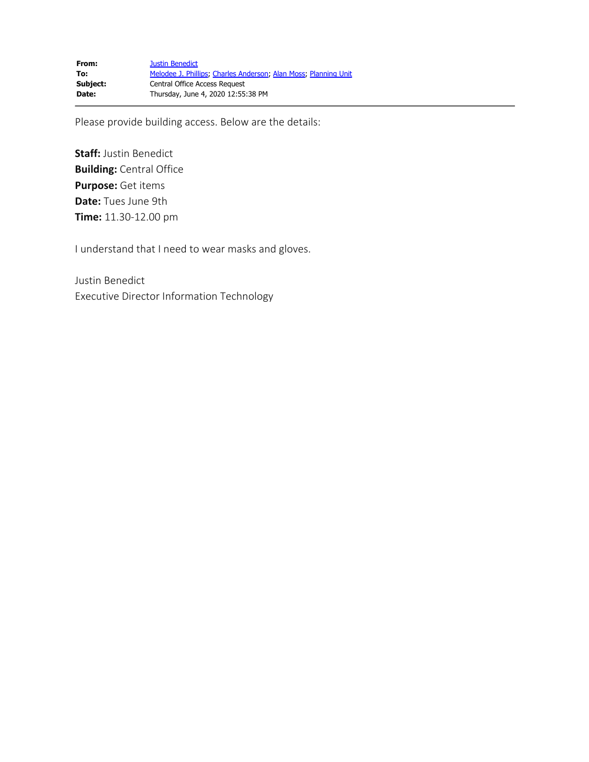**From:** Justin Benedict
**To:** Melodee J. Phillips; Charles Anderson; Alan Moss; Planning Unit
**Subject:** Central Office Access Request
**Date:** Thursday, June 4, 2020 12:55:38 PM

---

Please provide building access. Below are the details:

**Staff:** Justin Benedict
**Building:** Central Office
**Purpose:** Get items
**Date:** Tues June 9th
**Time:** 11.30-12.00 pm

I understand that I need to wear masks and gloves.

Justin Benedict
Executive Director Information Technology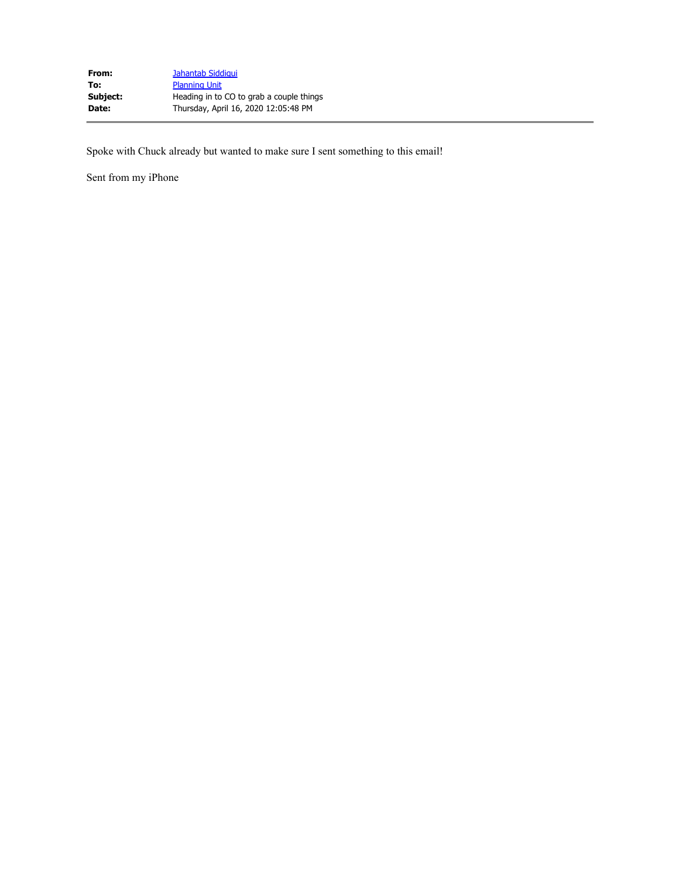| | |
|---|---|
| **From:** | Jahantab Siddiqui |
| **To:** | Planning Unit |
| **Subject:** | Heading in to CO to grab a couple things |
| **Date:** | Thursday, April 16, 2020 12:05:48 PM |

---

Spoke with Chuck already but wanted to make sure I sent something to this email!

Sent from my iPhone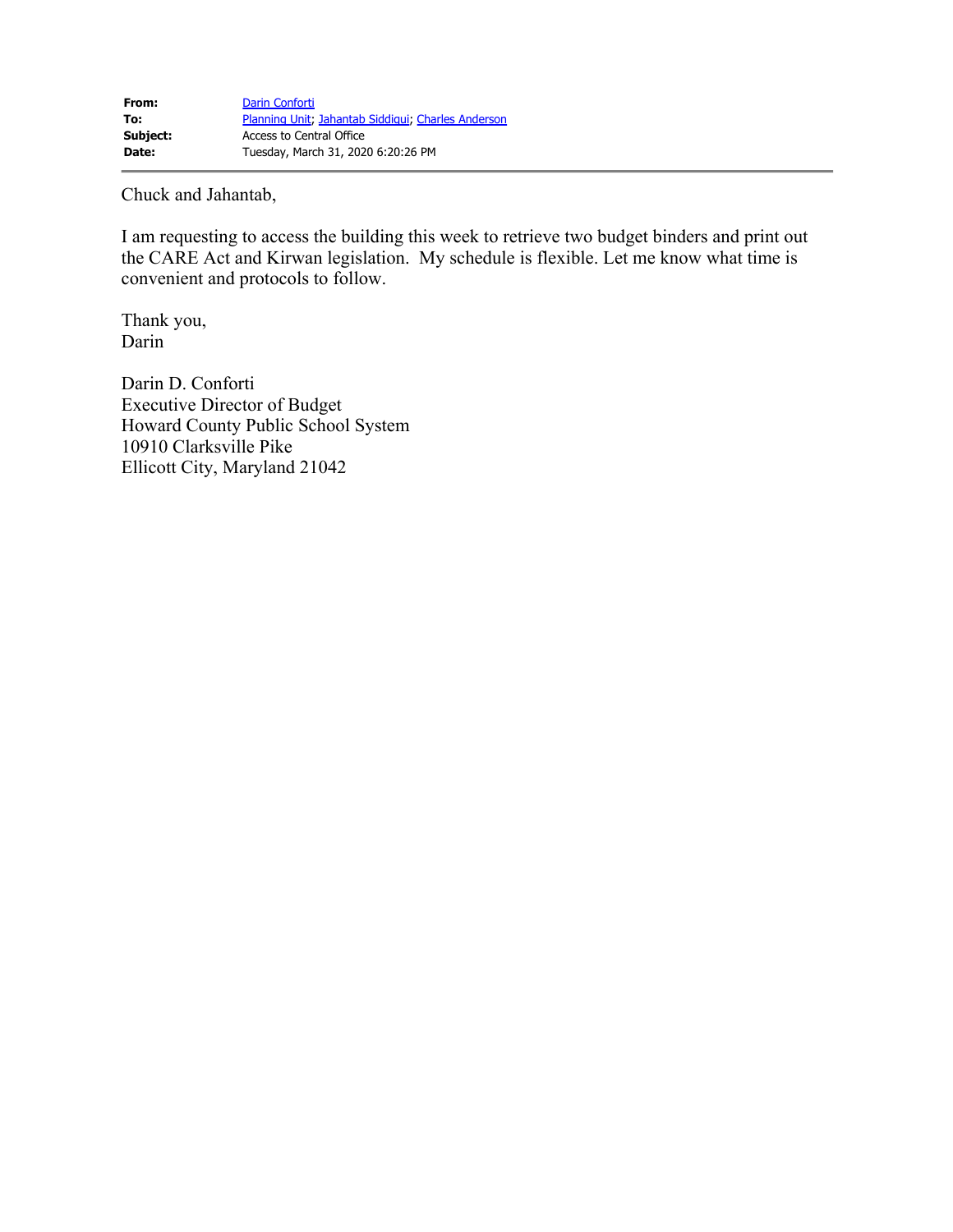**From:** Darin Conforti
**To:** Planning Unit; Jahantab Siddiqui; Charles Anderson
**Subject:** Access to Central Office
**Date:** Tuesday, March 31, 2020 6:20:26 PM

---

Chuck and Jahantab,

I am requesting to access the building this week to retrieve two budget binders and print out the CARE Act and Kirwan legislation. My schedule is flexible. Let me know what time is convenient and protocols to follow.

Thank you,
Darin

Darin D. Conforti
Executive Director of Budget
Howard County Public School System
10910 Clarksville Pike
Ellicott City, Maryland 21042